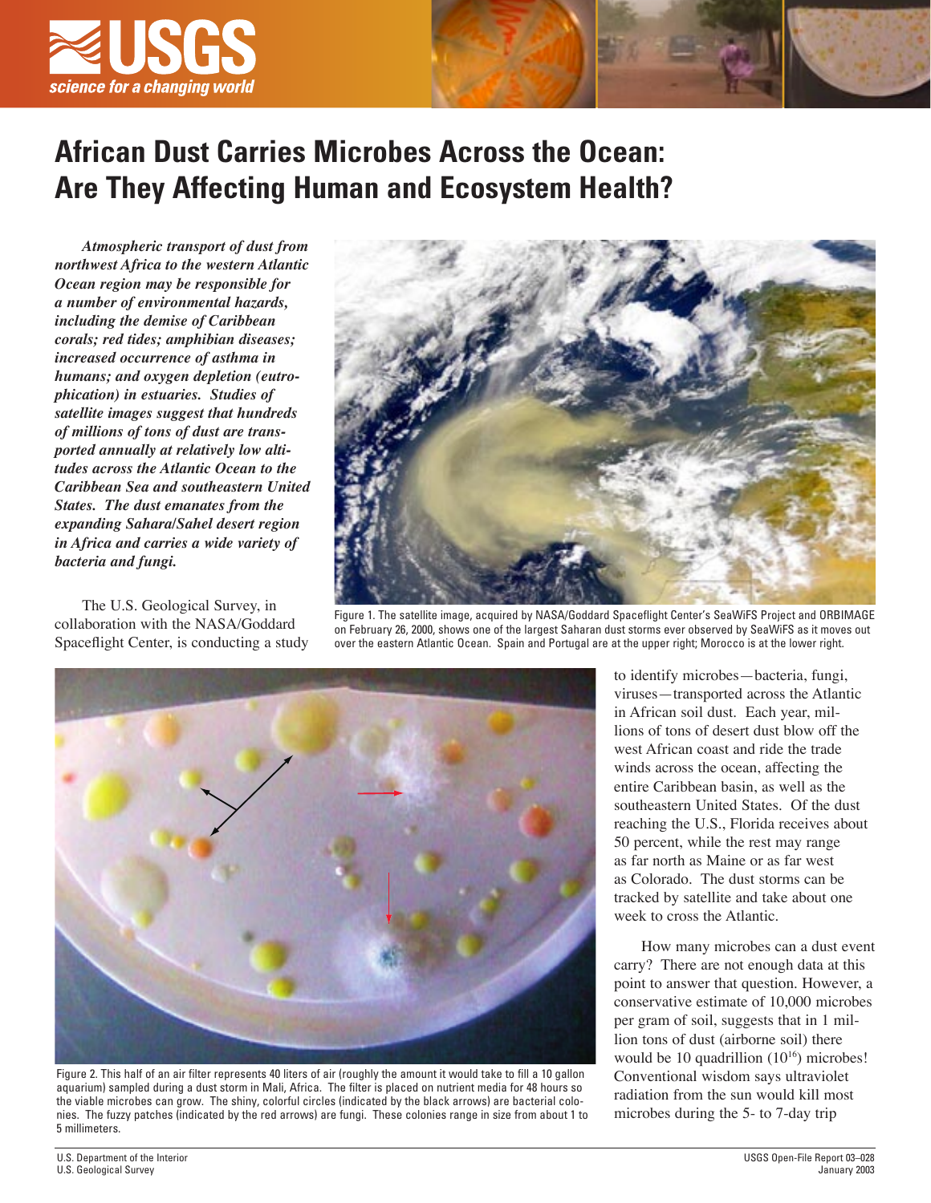# African Dust Carries Microbes Across the Ocean: Are They Affecting Human and Ecosystem Health?

***Atmospheric transport of dust from northwest Africa to the western Atlantic Ocean region may be responsible for a number of environmental hazards, including the demise of Caribbean corals; red tides; amphibian diseases; increased occurrence of asthma in humans; and oxygen depletion (eutrophication) in estuaries. Studies of satellite images suggest that hundreds of millions of tons of dust are transported annually at relatively low altitudes across the Atlantic Ocean to the Caribbean Sea and southeastern United States. The dust emanates from the expanding Sahara/Sahel desert region in Africa and carries a wide variety of bacteria and fungi.***

Figure 1. The satellite image, acquired by NASA/Goddard Spaceflight Center's SeaWiFS Project and ORBIMAGE on February 26, 2000, shows one of the largest Saharan dust storms ever observed by SeaWiFS as it moves out over the eastern Atlantic Ocean. Spain and Portugal are at the upper right; Morocco is at the lower right.

Figure 2. This half of an air filter represents 40 liters of air (roughly the amount it would take to fill a 10 gallon aquarium) sampled during a dust storm in Mali, Africa. The filter is placed on nutrient media for 48 hours so the viable microbes can grow. The shiny, colorful circles (indicated by the black arrows) are bacterial colonies. The fuzzy patches (indicated by the red arrows) are fungi. These colonies range in size from about 1 to 5 millimeters.

The U.S. Geological Survey, in collaboration with the NASA/Goddard Spaceflight Center, is conducting a study to identify microbes—bacteria, fungi, viruses—transported across the Atlantic in African soil dust. Each year, millions of tons of desert dust blow off the west African coast and ride the trade winds across the ocean, affecting the entire Caribbean basin, as well as the southeastern United States. Of the dust reaching the U.S., Florida receives about 50 percent, while the rest may range as far north as Maine or as far west as Colorado. The dust storms can be tracked by satellite and take about one week to cross the Atlantic.

How many microbes can a dust event carry? There are not enough data at this point to answer that question. However, a conservative estimate of 10,000 microbes per gram of soil, suggests that in 1 million tons of dust (airborne soil) there would be 10 quadrillion ($10^{16}$) microbes! Conventional wisdom says ultraviolet radiation from the sun would kill most microbes during the 5- to 7-day trip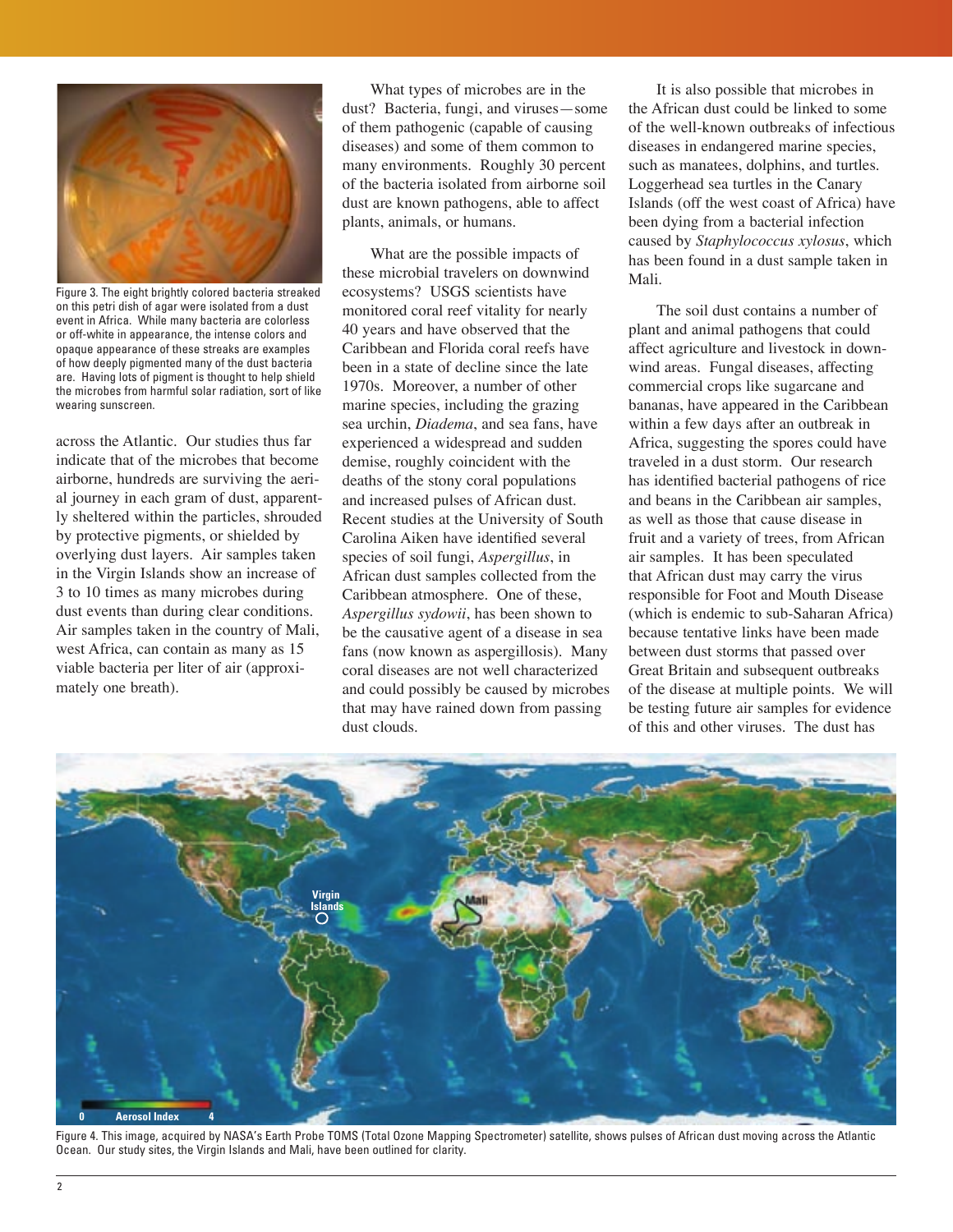Figure 3. The eight brightly colored bacteria streaked on this petri dish of agar were isolated from a dust event in Africa. While many bacteria are colorless or off-white in appearance, the intense colors and opaque appearance of these streaks are examples of how deeply pigmented many of the dust bacteria are. Having lots of pigment is thought to help shield the microbes from harmful solar radiation, sort of like wearing sunscreen.

across the Atlantic. Our studies thus far indicate that of the microbes that become airborne, hundreds are surviving the aerial journey in each gram of dust, apparently sheltered within the particles, shrouded by protective pigments, or shielded by overlying dust layers. Air samples taken in the Virgin Islands show an increase of 3 to 10 times as many microbes during dust events than during clear conditions. Air samples taken in the country of Mali, west Africa, can contain as many as 15 viable bacteria per liter of air (approximately one breath).

What types of microbes are in the dust? Bacteria, fungi, and viruses—some of them pathogenic (capable of causing diseases) and some of them common to many environments. Roughly 30 percent of the bacteria isolated from airborne soil dust are known pathogens, able to affect plants, animals, or humans.

What are the possible impacts of these microbial travelers on downwind ecosystems? USGS scientists have monitored coral reef vitality for nearly 40 years and have observed that the Caribbean and Florida coral reefs have been in a state of decline since the late 1970s. Moreover, a number of other marine species, including the grazing sea urchin, *Diadema*, and sea fans, have experienced a widespread and sudden demise, roughly coincident with the deaths of the stony coral populations and increased pulses of African dust. Recent studies at the University of South Carolina Aiken have identified several species of soil fungi, *Aspergillus*, in African dust samples collected from the Caribbean atmosphere. One of these, *Aspergillus sydowii*, has been shown to be the causative agent of a disease in sea fans (now known as aspergillosis). Many coral diseases are not well characterized and could possibly be caused by microbes that may have rained down from passing dust clouds.

It is also possible that microbes in the African dust could be linked to some of the well-known outbreaks of infectious diseases in endangered marine species, such as manatees, dolphins, and turtles. Loggerhead sea turtles in the Canary Islands (off the west coast of Africa) have been dying from a bacterial infection caused by *Staphylococcus xylosus*, which has been found in a dust sample taken in Mali.

The soil dust contains a number of plant and animal pathogens that could affect agriculture and livestock in downwind areas. Fungal diseases, affecting commercial crops like sugarcane and bananas, have appeared in the Caribbean within a few days after an outbreak in Africa, suggesting the spores could have traveled in a dust storm. Our research has identified bacterial pathogens of rice and beans in the Caribbean air samples, as well as those that cause disease in fruit and a variety of trees, from African air samples. It has been speculated that African dust may carry the virus responsible for Foot and Mouth Disease (which is endemic to sub-Saharan Africa) because tentative links have been made between dust storms that passed over Great Britain and subsequent outbreaks of the disease at multiple points. We will be testing future air samples for evidence of this and other viruses. The dust has

Figure 4. This image, acquired by NASA's Earth Probe TOMS (Total Ozone Mapping Spectrometer) satellite, shows pulses of African dust moving across the Atlantic Ocean. Our study sites, the Virgin Islands and Mali, have been outlined for clarity.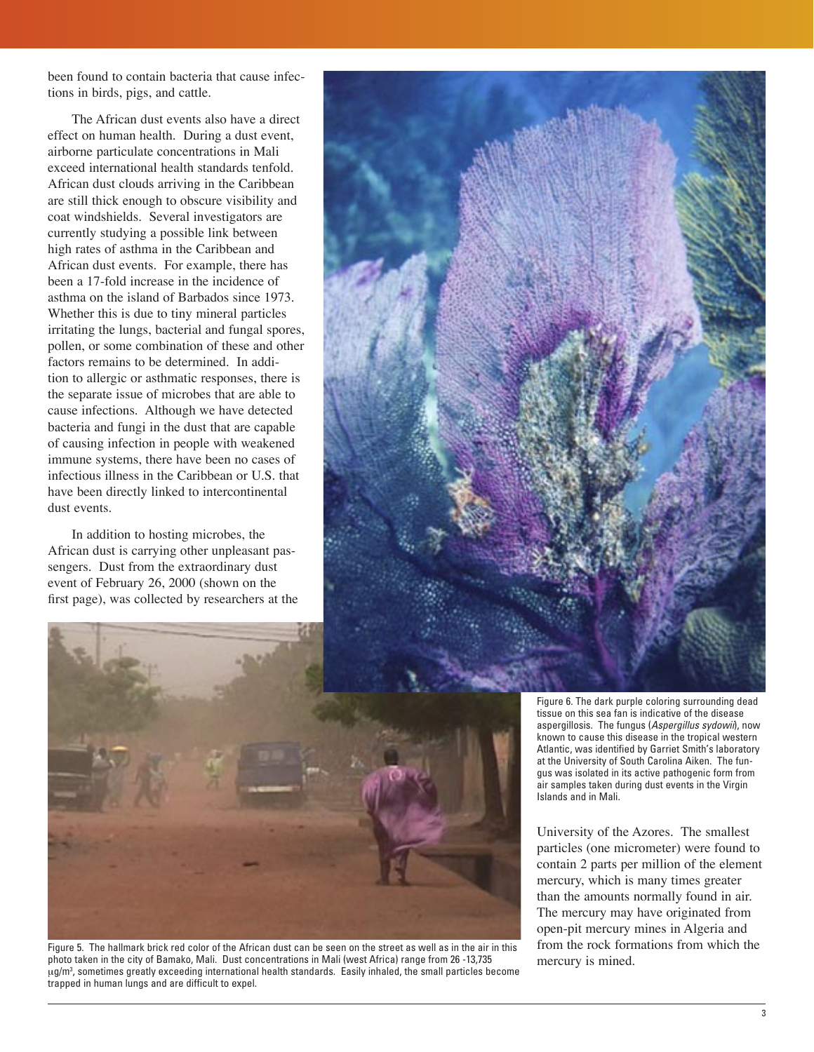been found to contain bacteria that cause infections in birds, pigs, and cattle.

The African dust events also have a direct effect on human health. During a dust event, airborne particulate concentrations in Mali exceed international health standards tenfold. African dust clouds arriving in the Caribbean are still thick enough to obscure visibility and coat windshields. Several investigators are currently studying a possible link between high rates of asthma in the Caribbean and African dust events. For example, there has been a 17-fold increase in the incidence of asthma on the island of Barbados since 1973. Whether this is due to tiny mineral particles irritating the lungs, bacterial and fungal spores, pollen, or some combination of these and other factors remains to be determined. In addition to allergic or asthmatic responses, there is the separate issue of microbes that are able to cause infections. Although we have detected bacteria and fungi in the dust that are capable of causing infection in people with weakened immune systems, there have been no cases of infectious illness in the Caribbean or U.S. that have been directly linked to intercontinental dust events.

In addition to hosting microbes, the African dust is carrying other unpleasant passengers. Dust from the extraordinary dust event of February 26, 2000 (shown on the first page), was collected by researchers at the University of the Azores. The smallest particles (one micrometer) were found to contain 2 parts per million of the element mercury, which is many times greater than the amounts normally found in air. The mercury may have originated from open-pit mercury mines in Algeria and from the rock formations from which the mercury is mined.

Figure 6. The dark purple coloring surrounding dead tissue on this sea fan is indicative of the disease aspergillosis. The fungus (*Aspergillus sydowii*), now known to cause this disease in the tropical western Atlantic, was identified by Garriet Smith's laboratory at the University of South Carolina Aiken. The fungus was isolated in its active pathogenic form from air samples taken during dust events in the Virgin Islands and in Mali.

Figure 5. The hallmark brick red color of the African dust can be seen on the street as well as in the air in this photo taken in the city of Bamako, Mali. Dust concentrations in Mali (west Africa) range from 26 -13,735 $\mu g/m^3$, sometimes greatly exceeding international health standards. Easily inhaled, the small particles become trapped in human lungs and are difficult to expel.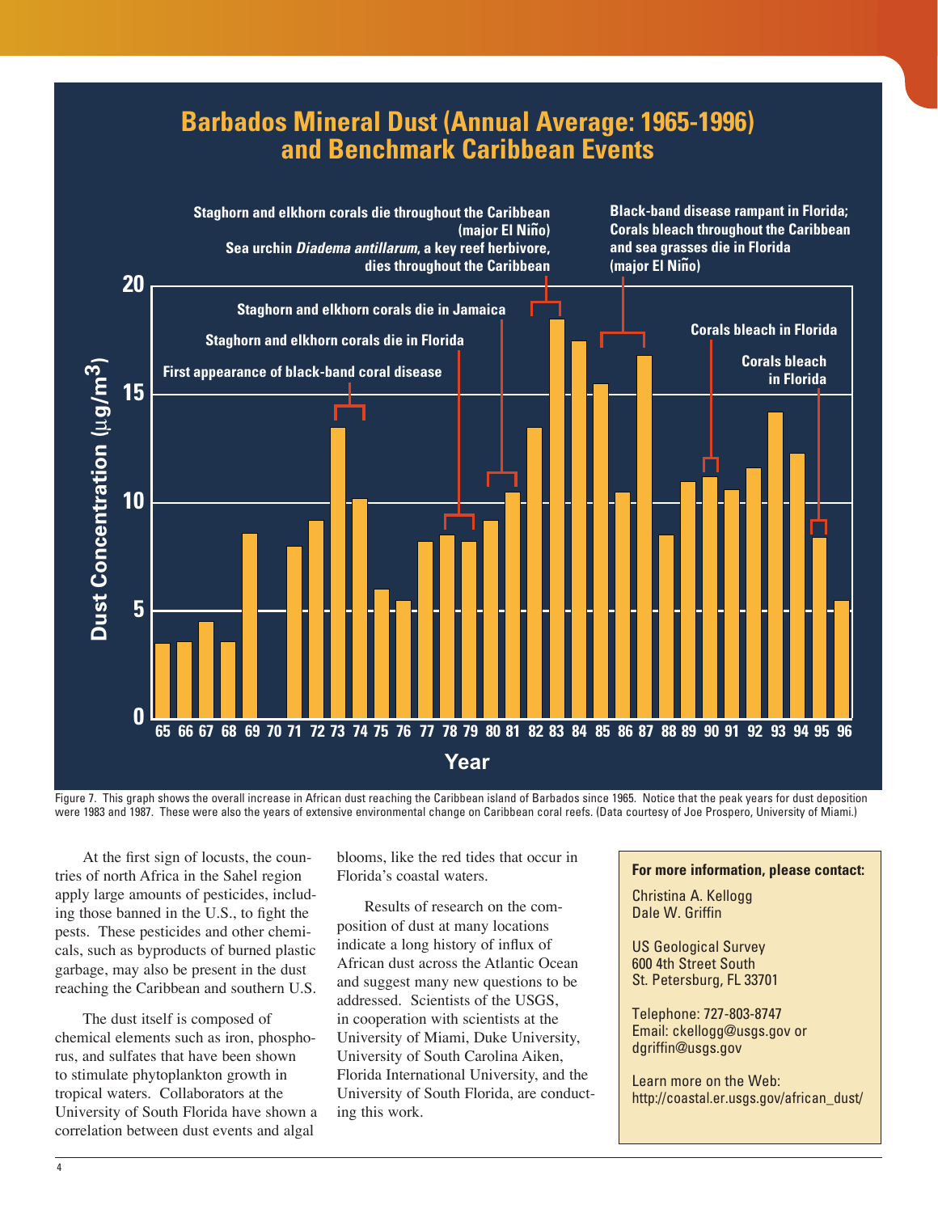## Barbados Mineral Dust (Annual Average: 1965-1996) and Benchmark Caribbean Events

Staghorn and elkhorn corals die throughout the Caribbean (major El Niño)
Sea urchin *Diadema antillarum*, a key reef herbivore, dies throughout the Caribbean

Black-band disease rampant in Florida; Corals bleach throughout the Caribbean and sea grasses die in Florida (major El Niño)

Staghorn and elkhorn corals die in Jamaica

Staghorn and elkhorn corals die in Florida

First appearance of black-band coral disease

Corals bleach in Florida

Corals bleach in Florida

Dust Concentration ($\mu g/m^3$)

0
5
10
15
20

65 66 67 68 69 70 71 72 73 74 75 76 77 78 79 80 81 82 83 84 85 86 87 88 89 90 91 92 93 94 95 96

Year

Figure 7. This graph shows the overall increase in African dust reaching the Caribbean island of Barbados since 1965. Notice that the peak years for dust deposition were 1983 and 1987. These were also the years of extensive environmental change on Caribbean coral reefs. (Data courtesy of Joe Prospero, University of Miami.)

At the first sign of locusts, the countries of north Africa in the Sahel region apply large amounts of pesticides, including those banned in the U.S., to fight the pests. These pesticides and other chemicals, such as byproducts of burned plastic garbage, may also be present in the dust reaching the Caribbean and southern U.S.

The dust itself is composed of chemical elements such as iron, phosphorus, and sulfates that have been shown to stimulate phytoplankton growth in tropical waters. Collaborators at the University of South Florida have shown a correlation between dust events and algal blooms, like the red tides that occur in Florida's coastal waters.

Results of research on the composition of dust at many locations indicate a long history of influx of African dust across the Atlantic Ocean and suggest many new questions to be addressed. Scientists of the USGS, in cooperation with scientists at the University of Miami, Duke University, University of South Carolina Aiken, Florida International University, and the University of South Florida, are conducting this work.

**For more information, please contact:**

Christina A. Kellogg
Dale W. Griffin

US Geological Survey
600 4th Street South
St. Petersburg, FL 33701

Telephone: 727-803-8747
Email: ckellogg@usgs.gov or dgriffin@usgs.gov

Learn more on the Web:
http://coastal.er.usgs.gov/african_dust/